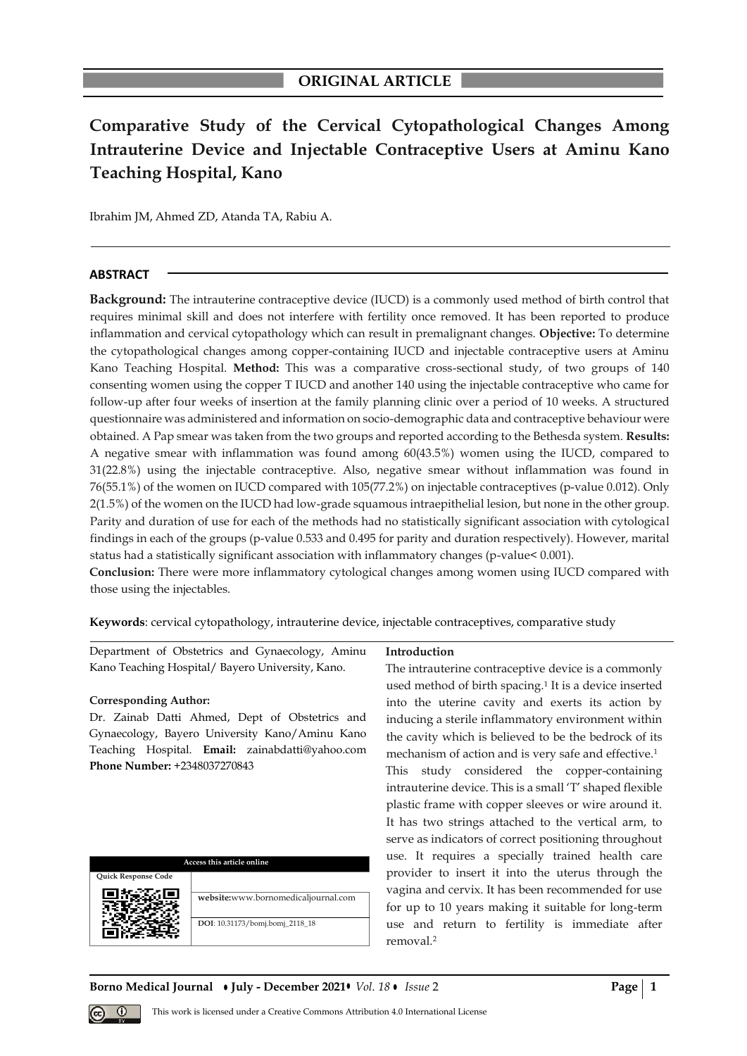ORIGINAL ARTICLE

# Comparative Study of the Cervical Cytopathological Changes Among Intrauterine Device and Injectable Contraceptive Users at Aminu Kano Teaching Hospital, Kano

Ibrahim JM, Ahmed ZD, Atanda TA, Rabiu A.

## ABSTRACT

**Background:** The intrauterine contraceptive device (IUCD) is a commonly used method of birth control that requires minimal skill and does not interfere with fertility once removed. It has been reported to produce inflammation and cervical cytopathology which can result in premalignant changes. **Objective:** To determine the cytopathological changes among copper-containing IUCD and injectable contraceptive users at Aminu Kano Teaching Hospital. **Method:** This was a comparative cross-sectional study, of two groups of 140 consenting women using the copper T IUCD and another 140 using the injectable contraceptive who came for follow-up after four weeks of insertion at the family planning clinic over a period of 10 weeks. A structured questionnaire was administered and information on socio-demographic data and contraceptive behaviour were obtained. A Pap smear was taken from the two groups and reported according to the Bethesda system. **Results:** A negative smear with inflammation was found among 60(43.5%) women using the IUCD, compared to 31(22.8%) using the injectable contraceptive. Also, negative smear without inflammation was found in 76(55.1%) of the women on IUCD compared with 105(77.2%) on injectable contraceptives (p-value 0.012). Only 2(1.5%) of the women on the IUCD had low-grade squamous intraepithelial lesion, but none in the other group. Parity and duration of use for each of the methods had no statistically significant association with cytological findings in each of the groups (p-value 0.533 and 0.495 for parity and duration respectively). However, marital status had a statistically significant association with inflammatory changes (p-value< 0.001).

**Conclusion:** There were more inflammatory cytological changes among women using IUCD compared with those using the injectables.

**Keywords**: cervical cytopathology, intrauterine device, injectable contraceptives, comparative study

Department of Obstetrics and Gynaecology, Aminu Kano Teaching Hospital/ Bayero University, Kano.

**Corresponding Author:**
Dr. Zainab Datti Ahmed, Dept of Obstetrics and Gynaecology, Bayero University Kano/Aminu Kano Teaching Hospital. **Email:** zainabdatti@yahoo.com **Phone Number:** +2348037270843

| Access this article online | |
|---|---|
| Quick Response Code | **website:**www.bornomedicaljournal.com |
| | **DOI**: 10.31173/bomj.bomj_2118_18 |

## Introduction

The intrauterine contraceptive device is a commonly used method of birth spacing.[1] It is a device inserted into the uterine cavity and exerts its action by inducing a sterile inflammatory environment within the cavity which is believed to be the bedrock of its mechanism of action and is very safe and effective.[1]

This study considered the copper-containing intrauterine device. This is a small 'T' shaped flexible plastic frame with copper sleeves or wire around it. It has two strings attached to the vertical arm, to serve as indicators of correct positioning throughout use. It requires a specially trained health care provider to insert it into the uterus through the vagina and cervix. It has been recommended for use for up to 10 years making it suitable for long-term use and return to fertility is immediate after removal.[2]

This work is licensed under a Creative Commons Attribution 4.0 International License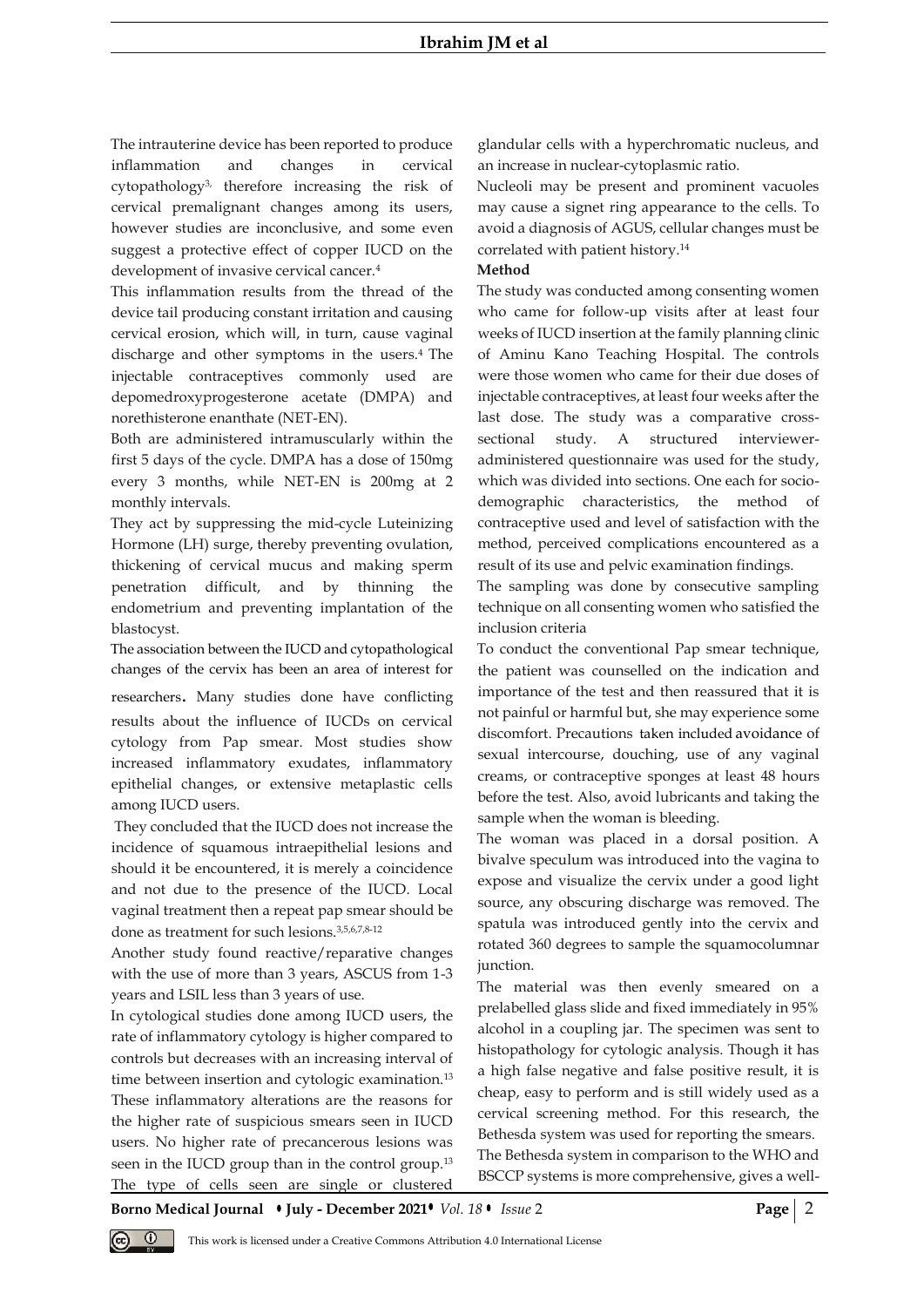The intrauterine device has been reported to produce inflammation and changes in cervical cytopathology[3,] therefore increasing the risk of cervical premalignant changes among its users, however studies are inconclusive, and some even suggest a protective effect of copper IUCD on the development of invasive cervical cancer.[4]

This inflammation results from the thread of the device tail producing constant irritation and causing cervical erosion, which will, in turn, cause vaginal discharge and other symptoms in the users.[4] The injectable contraceptives commonly used are depomedroxyprogesterone acetate (DMPA) and norethisterone enanthate (NET-EN).

Both are administered intramuscularly within the first 5 days of the cycle. DMPA has a dose of 150mg every 3 months, while NET-EN is 200mg at 2 monthly intervals.

They act by suppressing the mid-cycle Luteinizing Hormone (LH) surge, thereby preventing ovulation, thickening of cervical mucus and making sperm penetration difficult, and by thinning the endometrium and preventing implantation of the blastocyst.

The association between the IUCD and cytopathological changes of the cervix has been an area of interest for researchers. Many studies done have conflicting results about the influence of IUCDs on cervical cytology from Pap smear. Most studies show increased inflammatory exudates, inflammatory epithelial changes, or extensive metaplastic cells among IUCD users.

They concluded that the IUCD does not increase the incidence of squamous intraepithelial lesions and should it be encountered, it is merely a coincidence and not due to the presence of the IUCD. Local vaginal treatment then a repeat pap smear should be done as treatment for such lesions.[3,5,6,7,8-12]

Another study found reactive/reparative changes with the use of more than 3 years, ASCUS from 1-3 years and LSIL less than 3 years of use.

In cytological studies done among IUCD users, the rate of inflammatory cytology is higher compared to controls but decreases with an increasing interval of time between insertion and cytologic examination.[13] These inflammatory alterations are the reasons for the higher rate of suspicious smears seen in IUCD users. No higher rate of precancerous lesions was seen in the IUCD group than in the control group.[13] The type of cells seen are single or clustered glandular cells with a hyperchromatic nucleus, and an increase in nuclear-cytoplasmic ratio.

Nucleoli may be present and prominent vacuoles may cause a signet ring appearance to the cells. To avoid a diagnosis of AGUS, cellular changes must be correlated with patient history.[14]

**Method**

The study was conducted among consenting women who came for follow-up visits after at least four weeks of IUCD insertion at the family planning clinic of Aminu Kano Teaching Hospital. The controls were those women who came for their due doses of injectable contraceptives, at least four weeks after the last dose. The study was a comparative cross-sectional study. A structured interviewer-administered questionnaire was used for the study, which was divided into sections. One each for socio-demographic characteristics, the method of contraceptive used and level of satisfaction with the method, perceived complications encountered as a result of its use and pelvic examination findings.

The sampling was done by consecutive sampling technique on all consenting women who satisfied the inclusion criteria

To conduct the conventional Pap smear technique, the patient was counselled on the indication and importance of the test and then reassured that it is not painful or harmful but, she may experience some discomfort. Precautions taken included avoidance of sexual intercourse, douching, use of any vaginal creams, or contraceptive sponges at least 48 hours before the test. Also, avoid lubricants and taking the sample when the woman is bleeding.

The woman was placed in a dorsal position. A bivalve speculum was introduced into the vagina to expose and visualize the cervix under a good light source, any obscuring discharge was removed. The spatula was introduced gently into the cervix and rotated 360 degrees to sample the squamocolumnar junction.

The material was then evenly smeared on a prelabelled glass slide and fixed immediately in 95% alcohol in a coupling jar. The specimen was sent to histopathology for cytologic analysis. Though it has a high false negative and false positive result, it is cheap, easy to perform and is still widely used as a cervical screening method. For this research, the Bethesda system was used for reporting the smears.

The Bethesda system in comparison to the WHO and BSCCP systems is more comprehensive, gives a well-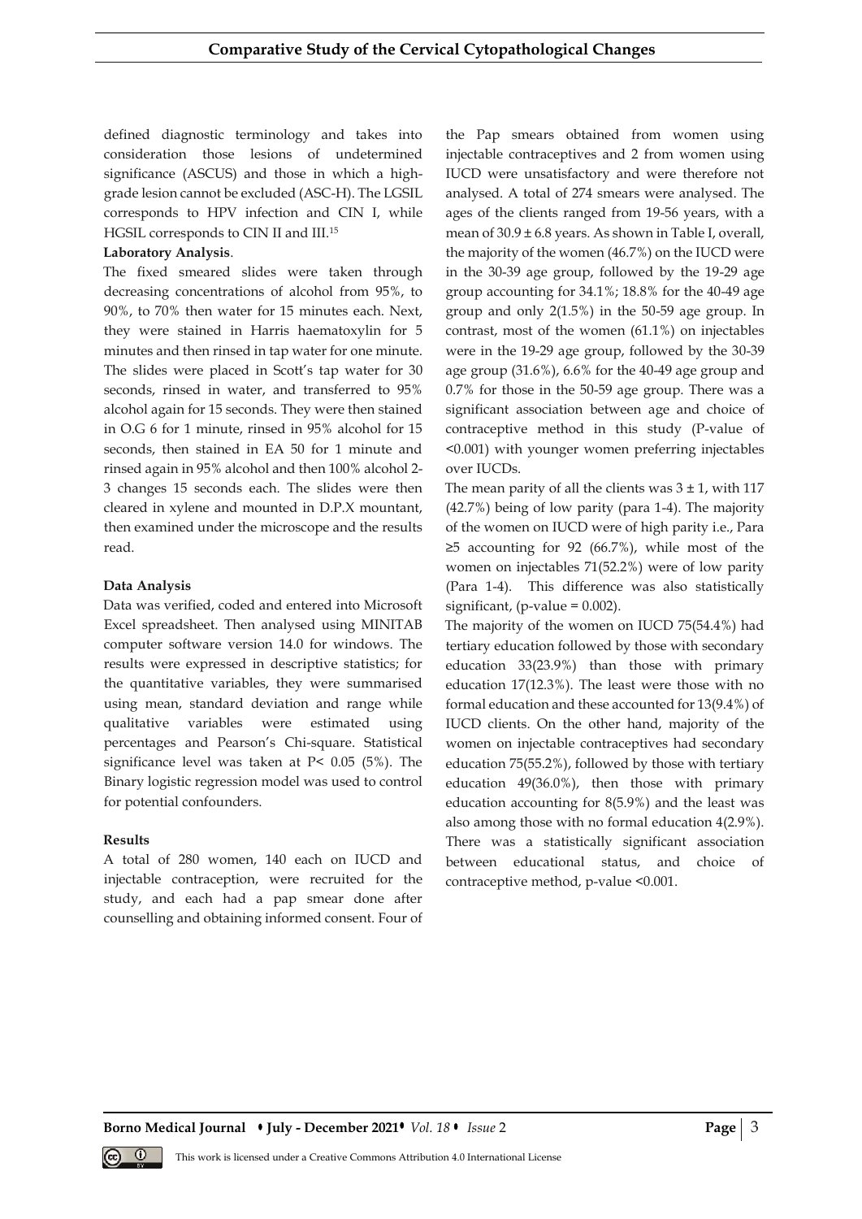defined diagnostic terminology and takes into consideration those lesions of undetermined significance (ASCUS) and those in which a high-grade lesion cannot be excluded (ASC-H). The LGSIL corresponds to HPV infection and CIN I, while HGSIL corresponds to CIN II and III.[15]

**Laboratory Analysis**.

The fixed smeared slides were taken through decreasing concentrations of alcohol from 95%, to 90%, to 70% then water for 15 minutes each. Next, they were stained in Harris haematoxylin for 5 minutes and then rinsed in tap water for one minute. The slides were placed in Scott's tap water for 30 seconds, rinsed in water, and transferred to 95% alcohol again for 15 seconds. They were then stained in O.G 6 for 1 minute, rinsed in 95% alcohol for 15 seconds, then stained in EA 50 for 1 minute and rinsed again in 95% alcohol and then 100% alcohol 2-3 changes 15 seconds each. The slides were then cleared in xylene and mounted in D.P.X mountant, then examined under the microscope and the results read.

**Data Analysis**

Data was verified, coded and entered into Microsoft Excel spreadsheet. Then analysed using MINITAB computer software version 14.0 for windows. The results were expressed in descriptive statistics; for the quantitative variables, they were summarised using mean, standard deviation and range while qualitative variables were estimated using percentages and Pearson's Chi-square. Statistical significance level was taken at P< 0.05 (5%). The Binary logistic regression model was used to control for potential confounders.

**Results**

A total of 280 women, 140 each on IUCD and injectable contraception, were recruited for the study, and each had a pap smear done after counselling and obtaining informed consent. Four of the Pap smears obtained from women using injectable contraceptives and 2 from women using IUCD were unsatisfactory and were therefore not analysed. A total of 274 smears were analysed. The ages of the clients ranged from 19-56 years, with a mean of 30.9 ± 6.8 years. As shown in Table I, overall, the majority of the women (46.7%) on the IUCD were in the 30-39 age group, followed by the 19-29 age group accounting for 34.1%; 18.8% for the 40-49 age group and only 2(1.5%) in the 50-59 age group. In contrast, most of the women (61.1%) on injectables were in the 19-29 age group, followed by the 30-39 age group (31.6%), 6.6% for the 40-49 age group and 0.7% for those in the 50-59 age group. There was a significant association between age and choice of contraceptive method in this study (P-value of <0.001) with younger women preferring injectables over IUCDs.

The mean parity of all the clients was 3 ± 1, with 117 (42.7%) being of low parity (para 1-4). The majority of the women on IUCD were of high parity i.e., Para ≥5 accounting for 92 (66.7%), while most of the women on injectables 71(52.2%) were of low parity (Para 1-4). This difference was also statistically significant, (p-value = 0.002).

The majority of the women on IUCD 75(54.4%) had tertiary education followed by those with secondary education 33(23.9%) than those with primary education 17(12.3%). The least were those with no formal education and these accounted for 13(9.4%) of IUCD clients. On the other hand, majority of the women on injectable contraceptives had secondary education 75(55.2%), followed by those with tertiary education 49(36.0%), then those with primary education accounting for 8(5.9%) and the least was also among those with no formal education 4(2.9%). There was a statistically significant association between educational status, and choice of contraceptive method, p-value <0.001.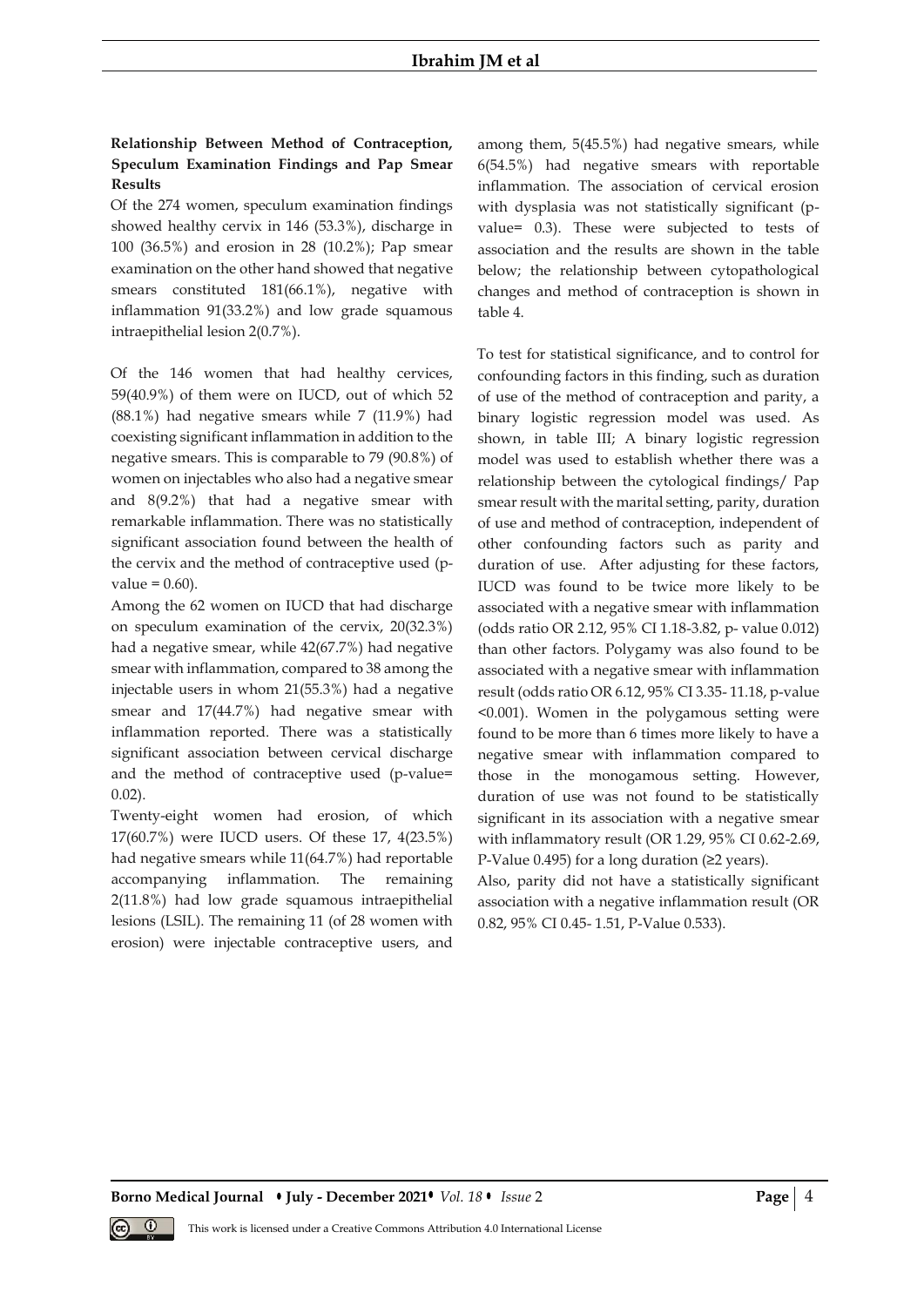**Relationship Between Method of Contraception, Speculum Examination Findings and Pap Smear Results**

Of the 274 women, speculum examination findings showed healthy cervix in 146 (53.3%), discharge in 100 (36.5%) and erosion in 28 (10.2%); Pap smear examination on the other hand showed that negative smears constituted 181(66.1%), negative with inflammation 91(33.2%) and low grade squamous intraepithelial lesion 2(0.7%).

Of the 146 women that had healthy cervices, 59(40.9%) of them were on IUCD, out of which 52 (88.1%) had negative smears while 7 (11.9%) had coexisting significant inflammation in addition to the negative smears. This is comparable to 79 (90.8%) of women on injectables who also had a negative smear and 8(9.2%) that had a negative smear with remarkable inflammation. There was no statistically significant association found between the health of the cervix and the method of contraceptive used (p-value = 0.60).

Among the 62 women on IUCD that had discharge on speculum examination of the cervix, 20(32.3%) had a negative smear, while 42(67.7%) had negative smear with inflammation, compared to 38 among the injectable users in whom 21(55.3%) had a negative smear and 17(44.7%) had negative smear with inflammation reported. There was a statistically significant association between cervical discharge and the method of contraceptive used (p-value= 0.02).

Twenty-eight women had erosion, of which 17(60.7%) were IUCD users. Of these 17, 4(23.5%) had negative smears while 11(64.7%) had reportable accompanying inflammation. The remaining 2(11.8%) had low grade squamous intraepithelial lesions (LSIL). The remaining 11 (of 28 women with erosion) were injectable contraceptive users, and among them, 5(45.5%) had negative smears, while 6(54.5%) had negative smears with reportable inflammation. The association of cervical erosion with dysplasia was not statistically significant (p-value= 0.3). These were subjected to tests of association and the results are shown in the table below; the relationship between cytopathological changes and method of contraception is shown in table 4.

To test for statistical significance, and to control for confounding factors in this finding, such as duration of use of the method of contraception and parity, a binary logistic regression model was used. As shown, in table III; A binary logistic regression model was used to establish whether there was a relationship between the cytological findings/ Pap smear result with the marital setting, parity, duration of use and method of contraception, independent of other confounding factors such as parity and duration of use. After adjusting for these factors, IUCD was found to be twice more likely to be associated with a negative smear with inflammation (odds ratio OR 2.12, 95% CI 1.18-3.82, p- value 0.012) than other factors. Polygamy was also found to be associated with a negative smear with inflammation result (odds ratio OR 6.12, 95% CI 3.35- 11.18, p-value <0.001). Women in the polygamous setting were found to be more than 6 times more likely to have a negative smear with inflammation compared to those in the monogamous setting. However, duration of use was not found to be statistically significant in its association with a negative smear with inflammatory result (OR 1.29, 95% CI 0.62-2.69, P-Value 0.495) for a long duration (≥2 years).

Also, parity did not have a statistically significant association with a negative inflammation result (OR 0.82, 95% CI 0.45- 1.51, P-Value 0.533).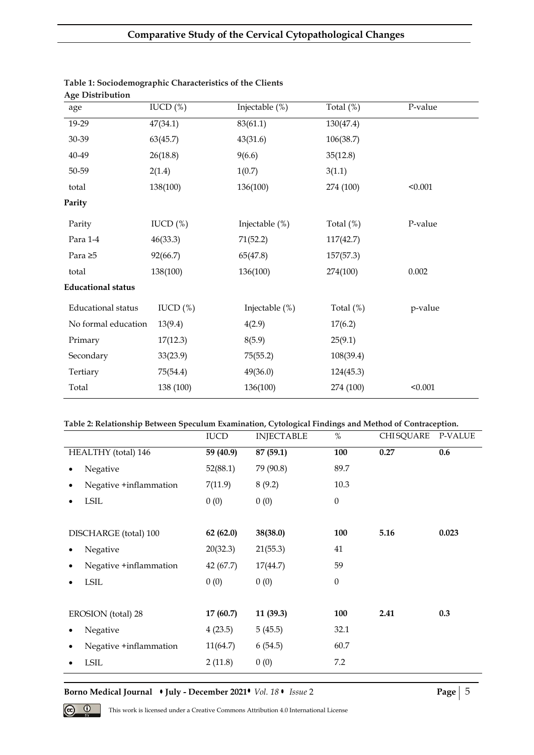**Table 1: Sociodemographic Characteristics of the Clients**

**Age Distribution**

| age | IUCD (%) | Injectable (%) | Total (%) | P-value |
|---|---|---|---|---|
| 19-29 | 47(34.1) | 83(61.1) | 130(47.4) | |
| 30-39 | 63(45.7) | 43(31.6) | 106(38.7) | |
| 40-49 | 26(18.8) | 9(6.6) | 35(12.8) | |
| 50-59 | 2(1.4) | 1(0.7) | 3(1.1) | |
| total | 138(100) | 136(100) | 274 (100) | <0.001 |

**Parity**

| Parity | IUCD (%) | Injectable (%) | Total (%) | P-value |
|---|---|---|---|---|
| Para 1-4 | 46(33.3) | 71(52.2) | 117(42.7) | |
| Para ≥5 | 92(66.7) | 65(47.8) | 157(57.3) | |
| total | 138(100) | 136(100) | 274(100) | 0.002 |

**Educational status**

| Educational status | IUCD (%) | Injectable (%) | Total (%) | p-value |
|---|---|---|---|---|
| No formal education | 13(9.4) | 4(2.9) | 17(6.2) | |
| Primary | 17(12.3) | 8(5.9) | 25(9.1) | |
| Secondary | 33(23.9) | 75(55.2) | 108(39.4) | |
| Tertiary | 75(54.4) | 49(36.0) | 124(45.3) | |
| Total | 138 (100) | 136(100) | 274 (100) | <0.001 |

**Table 2: Relationship Between Speculum Examination, Cytological Findings and Method of Contraception.**

| | IUCD | INJECTABLE | % | CHISQUARE | P-VALUE |
|---|---|---|---|---|---|
| HEALTHY (total) 146 | **59 (40.9)** | **87 (59.1)** | **100** | **0.27** | **0.6** |
| • Negative | 52(88.1) | 79 (90.8) | 89.7 | | |
| • Negative +inflammation | 7(11.9) | 8 (9.2) | 10.3 | | |
| • LSIL | 0 (0) | 0 (0) | 0 | | |
| DISCHARGE (total) 100 | **62 (62.0)** | **38(38.0)** | **100** | **5.16** | **0.023** |
| • Negative | 20(32.3) | 21(55.3) | 41 | | |
| • Negative +inflammation | 42 (67.7) | 17(44.7) | 59 | | |
| • LSIL | 0 (0) | 0 (0) | 0 | | |
| EROSION (total) 28 | **17 (60.7)** | **11 (39.3)** | **100** | **2.41** | **0.3** |
| • Negative | 4 (23.5) | 5 (45.5) | 32.1 | | |
| • Negative +inflammation | 11(64.7) | 6 (54.5) | 60.7 | | |
| • LSIL | 2 (11.8) | 0 (0) | 7.2 | | |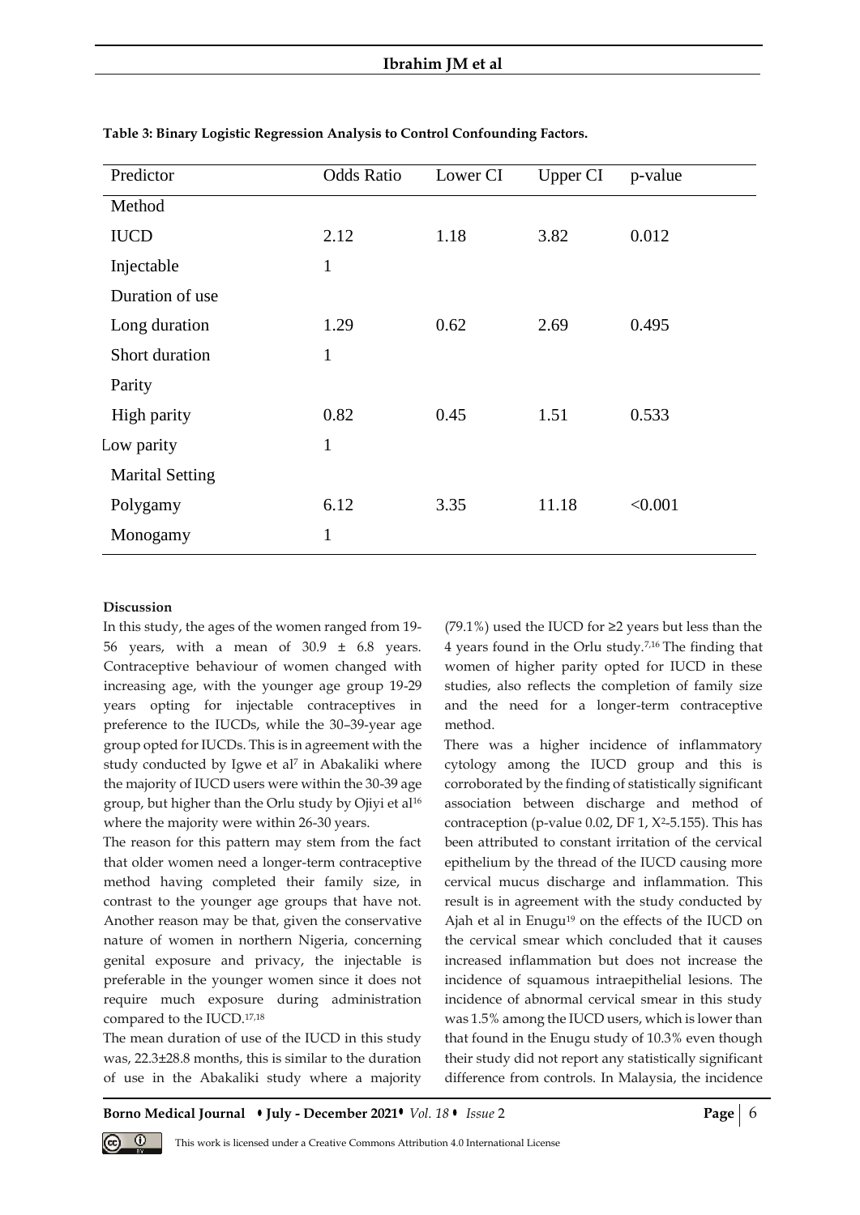**Table 3: Binary Logistic Regression Analysis to Control Confounding Factors.**

| Predictor | Odds Ratio | Lower CI | Upper CI | p-value |
|---|---|---|---|---|
| Method | | | | |
| IUCD | 2.12 | 1.18 | 3.82 | 0.012 |
| Injectable | 1 | | | |
| Duration of use | | | | |
| Long duration | 1.29 | 0.62 | 2.69 | 0.495 |
| Short duration | 1 | | | |
| Parity | | | | |
| High parity | 0.82 | 0.45 | 1.51 | 0.533 |
| Low parity | 1 | | | |
| Marital Setting | | | | |
| Polygamy | 6.12 | 3.35 | 11.18 | <0.001 |
| Monogamy | 1 | | | |

**Discussion**

In this study, the ages of the women ranged from 19-56 years, with a mean of 30.9 ± 6.8 years. Contraceptive behaviour of women changed with increasing age, with the younger age group 19-29 years opting for injectable contraceptives in preference to the IUCDs, while the 30–39-year age group opted for IUCDs. This is in agreement with the study conducted by Igwe et al[7] in Abakaliki where the majority of IUCD users were within the 30-39 age group, but higher than the Orlu study by Ojiyi et al[16] where the majority were within 26-30 years.

The reason for this pattern may stem from the fact that older women need a longer-term contraceptive method having completed their family size, in contrast to the younger age groups that have not. Another reason may be that, given the conservative nature of women in northern Nigeria, concerning genital exposure and privacy, the injectable is preferable in the younger women since it does not require much exposure during administration compared to the IUCD.[17,18]

The mean duration of use of the IUCD in this study was, 22.3±28.8 months, this is similar to the duration of use in the Abakaliki study where a majority (79.1%) used the IUCD for ≥2 years but less than the 4 years found in the Orlu study.[7,16] The finding that women of higher parity opted for IUCD in these studies, also reflects the completion of family size and the need for a longer-term contraceptive method.

There was a higher incidence of inflammatory cytology among the IUCD group and this is corroborated by the finding of statistically significant association between discharge and method of contraception (p-value 0.02, DF 1, $X^2$-5.155). This has been attributed to constant irritation of the cervical epithelium by the thread of the IUCD causing more cervical mucus discharge and inflammation. This result is in agreement with the study conducted by Ajah et al in Enugu[19] on the effects of the IUCD on the cervical smear which concluded that it causes increased inflammation but does not increase the incidence of squamous intraepithelial lesions. The incidence of abnormal cervical smear in this study was 1.5% among the IUCD users, which is lower than that found in the Enugu study of 10.3% even though their study did not report any statistically significant difference from controls. In Malaysia, the incidence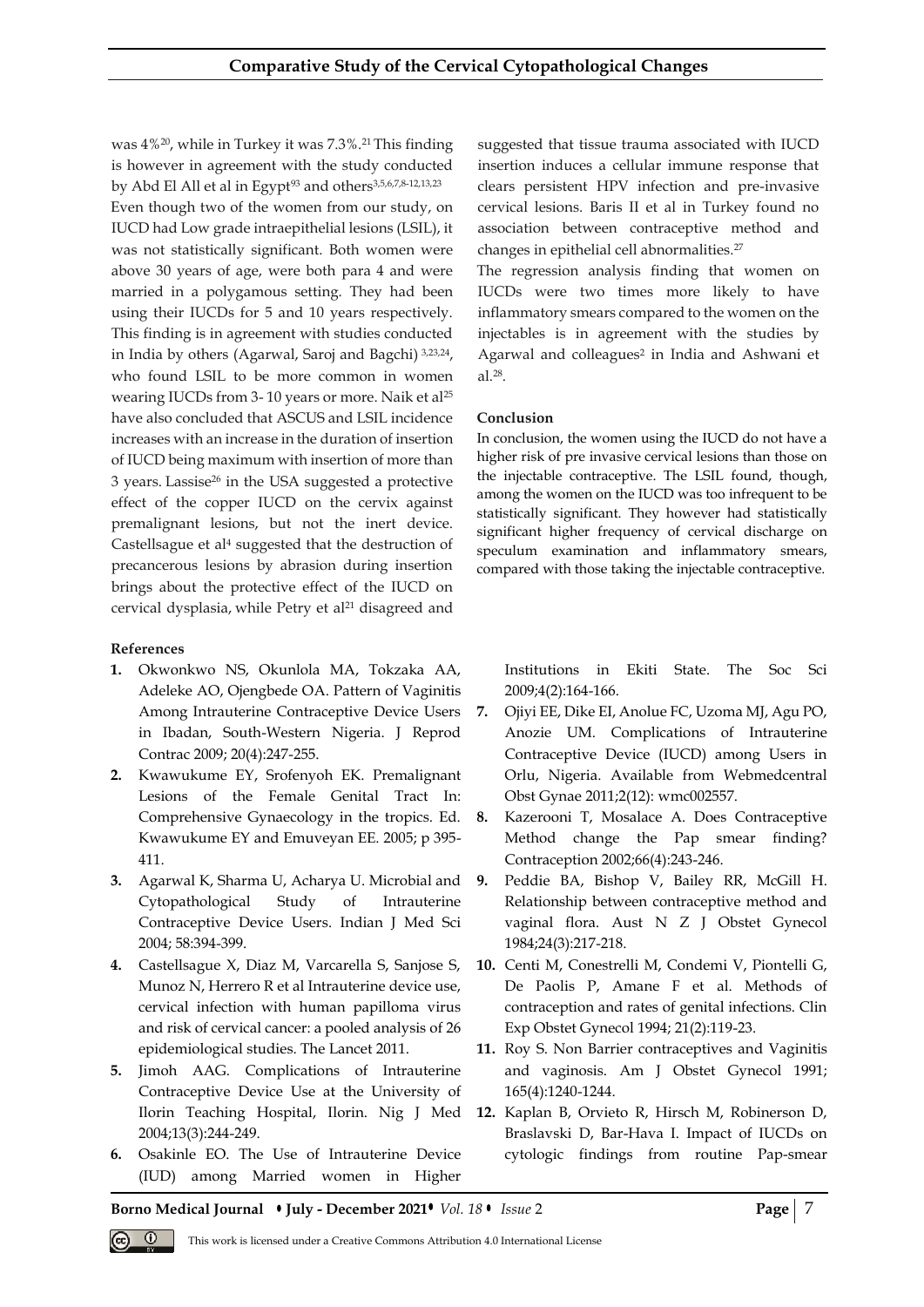was 4%[20], while in Turkey it was 7.3%.[21] This finding is however in agreement with the study conducted by Abd El All et al in Egypt[93] and others[3,5,6,7,8-12,13,23]

Even though two of the women from our study, on IUCD had Low grade intraepithelial lesions (LSIL), it was not statistically significant. Both women were above 30 years of age, were both para 4 and were married in a polygamous setting. They had been using their IUCDs for 5 and 10 years respectively. This finding is in agreement with studies conducted in India by others (Agarwal, Saroj and Bagchi) [3,23,24], who found LSIL to be more common in women wearing IUCDs from 3- 10 years or more. Naik et al[25] have also concluded that ASCUS and LSIL incidence increases with an increase in the duration of insertion of IUCD being maximum with insertion of more than 3 years. Lassise[26] in the USA suggested a protective effect of the copper IUCD on the cervix against premalignant lesions, but not the inert device. Castellsague et al[4] suggested that the destruction of precancerous lesions by abrasion during insertion brings about the protective effect of the IUCD on cervical dysplasia, while Petry et al[21] disagreed and suggested that tissue trauma associated with IUCD insertion induces a cellular immune response that clears persistent HPV infection and pre-invasive cervical lesions. Baris II et al in Turkey found no association between contraceptive method and changes in epithelial cell abnormalities.[27]

The regression analysis finding that women on IUCDs were two times more likely to have inflammatory smears compared to the women on the injectables is in agreement with the studies by Agarwal and colleagues[2] in India and Ashwani et al.[28].

**Conclusion**

In conclusion, the women using the IUCD do not have a higher risk of pre invasive cervical lesions than those on the injectable contraceptive. The LSIL found, though, among the women on the IUCD was too infrequent to be statistically significant. They however had statistically significant higher frequency of cervical discharge on speculum examination and inflammatory smears, compared with those taking the injectable contraceptive.

**References**

1. Okwonkwo NS, Okunlola MA, Tokzaka AA, Adeleke AO, Ojengbede OA. Pattern of Vaginitis Among Intrauterine Contraceptive Device Users in Ibadan, South-Western Nigeria. J Reprod Contrac 2009; 20(4):247-255.
2. Kwawukume EY, Srofenyoh EK. Premalignant Lesions of the Female Genital Tract In: Comprehensive Gynaecology in the tropics. Ed. Kwawukume EY and Emuveyan EE. 2005; p 395-411.
3. Agarwal K, Sharma U, Acharya U. Microbial and Cytopathological Study of Intrauterine Contraceptive Device Users. Indian J Med Sci 2004; 58:394-399.
4. Castellsague X, Diaz M, Varcarella S, Sanjose S, Munoz N, Herrero R et al Intrauterine device use, cervical infection with human papilloma virus and risk of cervical cancer: a pooled analysis of 26 epidemiological studies. The Lancet 2011.
5. Jimoh AAG. Complications of Intrauterine Contraceptive Device Use at the University of Ilorin Teaching Hospital, Ilorin. Nig J Med 2004;13(3):244-249.
6. Osakinle EO. The Use of Intrauterine Device (IUD) among Married women in Higher Institutions in Ekiti State. The Soc Sci 2009;4(2):164-166.
7. Ojiyi EE, Dike EI, Anolue FC, Uzoma MJ, Agu PO, Anozie UM. Complications of Intrauterine Contraceptive Device (IUCD) among Users in Orlu, Nigeria. Available from Webmedcentral Obst Gynae 2011;2(12): wmc002557.
8. Kazerooni T, Mosalace A. Does Contraceptive Method change the Pap smear finding? Contraception 2002;66(4):243-246.
9. Peddie BA, Bishop V, Bailey RR, McGill H. Relationship between contraceptive method and vaginal flora. Aust N Z J Obstet Gynecol 1984;24(3):217-218.
10. Centi M, Conestrelli M, Condemi V, Piontelli G, De Paolis P, Amane F et al. Methods of contraception and rates of genital infections. Clin Exp Obstet Gynecol 1994; 21(2):119-23.
11. Roy S. Non Barrier contraceptives and Vaginitis and vaginosis. Am J Obstet Gynecol 1991; 165(4):1240-1244.
12. Kaplan B, Orvieto R, Hirsch M, Robinerson D, Braslavski D, Bar-Hava I. Impact of IUCDs on cytologic findings from routine Pap-smear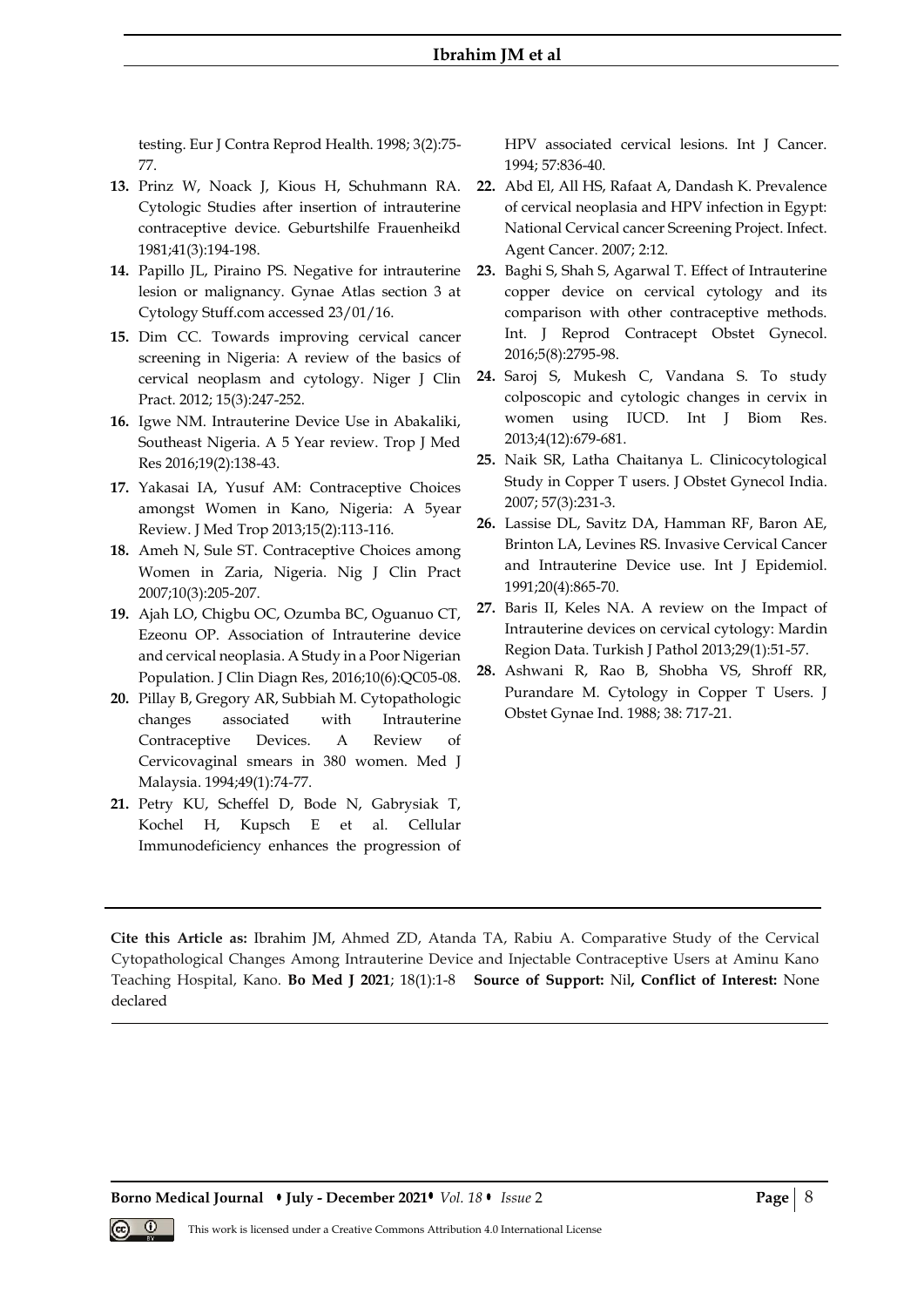testing. Eur J Contra Reprod Health. 1998; 3(2):75-77.

13. Prinz W, Noack J, Kious H, Schuhmann RA. Cytologic Studies after insertion of intrauterine contraceptive device. Geburtshilfe Frauenheikd 1981;41(3):194-198.

14. Papillo JL, Piraino PS. Negative for intrauterine lesion or malignancy. Gynae Atlas section 3 at Cytology Stuff.com accessed 23/01/16.

15. Dim CC. Towards improving cervical cancer screening in Nigeria: A review of the basics of cervical neoplasm and cytology. Niger J Clin Pract. 2012; 15(3):247-252.

16. Igwe NM. Intrauterine Device Use in Abakaliki, Southeast Nigeria. A 5 Year review. Trop J Med Res 2016;19(2):138-43.

17. Yakasai IA, Yusuf AM: Contraceptive Choices amongst Women in Kano, Nigeria: A 5year Review. J Med Trop 2013;15(2):113-116.

18. Ameh N, Sule ST. Contraceptive Choices among Women in Zaria, Nigeria. Nig J Clin Pract 2007;10(3):205-207.

19. Ajah LO, Chigbu OC, Ozumba BC, Oguanuo CT, Ezeonu OP. Association of Intrauterine device and cervical neoplasia. A Study in a Poor Nigerian Population. J Clin Diagn Res, 2016;10(6):QC05-08.

20. Pillay B, Gregory AR, Subbiah M. Cytopathologic changes associated with Intrauterine Contraceptive Devices. A Review of Cervicovaginal smears in 380 women. Med J Malaysia. 1994;49(1):74-77.

21. Petry KU, Scheffel D, Bode N, Gabrysiak T, Kochel H, Kupsch E et al. Cellular Immunodeficiency enhances the progression of HPV associated cervical lesions. Int J Cancer. 1994; 57:836-40.

22. Abd El, All HS, Rafaat A, Dandash K. Prevalence of cervical neoplasia and HPV infection in Egypt: National Cervical cancer Screening Project. Infect. Agent Cancer. 2007; 2:12.

23. Baghi S, Shah S, Agarwal T. Effect of Intrauterine copper device on cervical cytology and its comparison with other contraceptive methods. Int. J Reprod Contracept Obstet Gynecol. 2016;5(8):2795-98.

24. Saroj S, Mukesh C, Vandana S. To study colposcopic and cytologic changes in cervix in women using IUCD. Int J Biom Res. 2013;4(12):679-681.

25. Naik SR, Latha Chaitanya L. Clinicocytological Study in Copper T users. J Obstet Gynecol India. 2007; 57(3):231-3.

26. Lassise DL, Savitz DA, Hamman RF, Baron AE, Brinton LA, Levines RS. Invasive Cervical Cancer and Intrauterine Device use. Int J Epidemiol. 1991;20(4):865-70.

27. Baris II, Keles NA. A review on the Impact of Intrauterine devices on cervical cytology: Mardin Region Data. Turkish J Pathol 2013;29(1):51-57.

28. Ashwani R, Rao B, Shobha VS, Shroff RR, Purandare M. Cytology in Copper T Users. J Obstet Gynae Ind. 1988; 38: 717-21.

---

**Cite this Article as:** Ibrahim JM, Ahmed ZD, Atanda TA, Rabiu A. Comparative Study of the Cervical Cytopathological Changes Among Intrauterine Device and Injectable Contraceptive Users at Aminu Kano Teaching Hospital, Kano. **Bo Med J 2021**; 18(1):1-8 **Source of Support:** Nil**, Conflict of Interest:** None declared

This work is licensed under a Creative Commons Attribution 4.0 International License